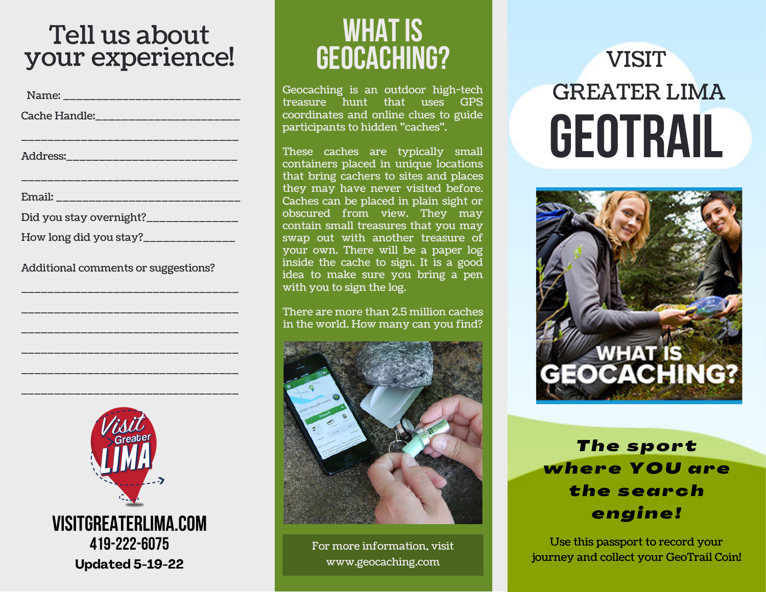# Tell us about your experience!

Name: ____________________________

Cache Handle:______________________

___________________________________

Address:___________________________

___________________________________

Email: _____________________________

Did you stay overnight?_______________

How long did you stay?_______________

Additional comments or suggestions?

___________________________________

___________________________________

___________________________________

___________________________________

___________________________________

___________________________________

Visit Greater LIMA

VISITGREATERLIMA.COM
419-222-6075
**Updated 5-19-22**

# WHAT IS GEOCACHING?

Geocaching is an outdoor high-tech treasure hunt that uses GPS coordinates and online clues to guide participants to hidden "caches".

These caches are typically small containers placed in unique locations that bring cachers to sites and places they may have never visited before. Caches can be placed in plain sight or obscured from view. They may contain small treasures that you may swap out with another treasure of your own. There will be a paper log inside the cache to sign. It is a good idea to make sure you bring a pen with you to sign the log.

There are more than 2.5 million caches in the world. How many can you find?

For more information, visit www.geocaching.com

# VISIT GREATER LIMA GEOTRAIL

WHAT IS GEOCACHING?

***The sport where YOU are the search engine!***

Use this passport to record your journey and collect your GeoTrail Coin!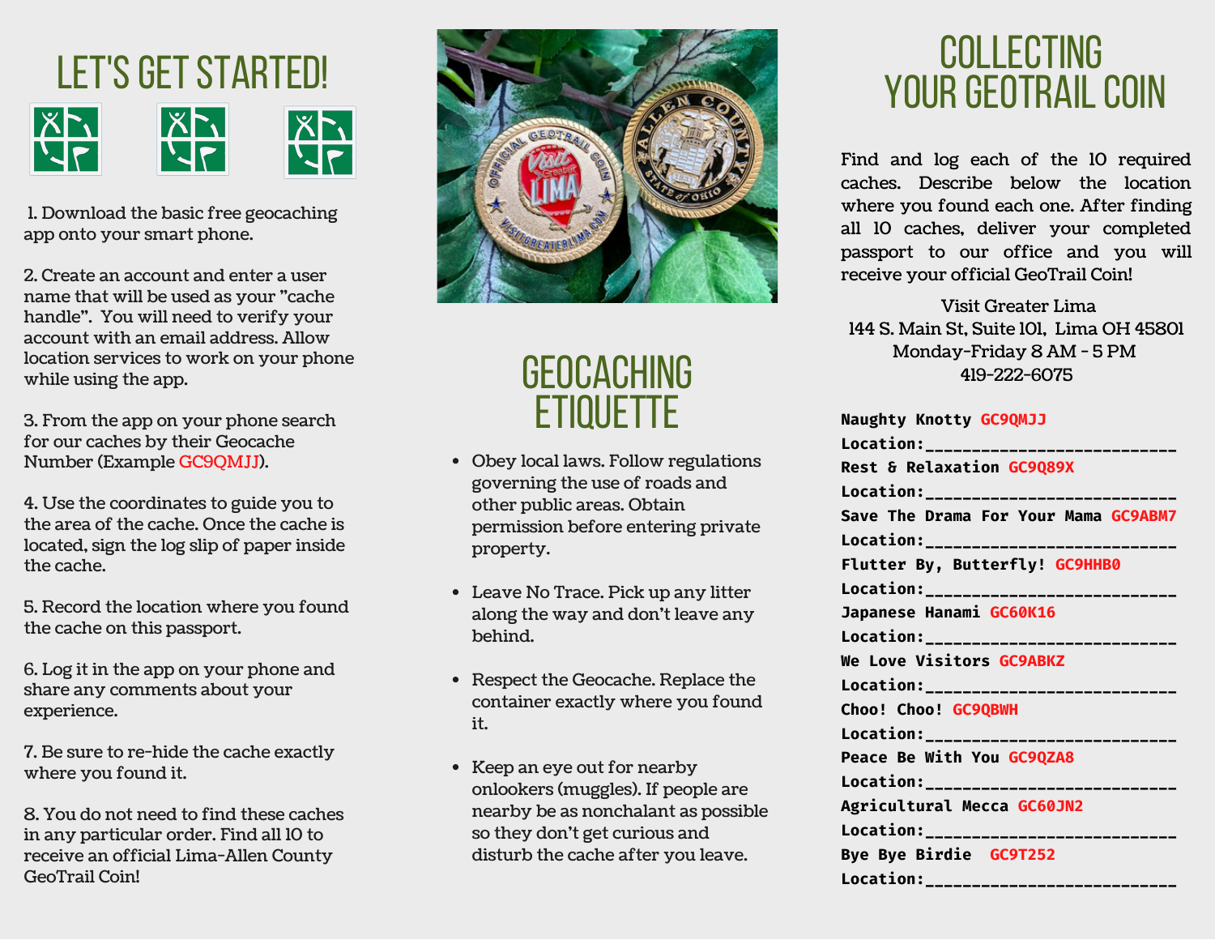# LET'S GET STARTED!

1. Download the basic free geocaching app onto your smart phone.

2. Create an account and enter a user name that will be used as your "cache handle". You will need to verify your account with an email address. Allow location services to work on your phone while using the app.

3. From the app on your phone search for our caches by their Geocache Number (Example GC9QMJJ).

4. Use the coordinates to guide you to the area of the cache. Once the cache is located, sign the log slip of paper inside the cache.

5. Record the location where you found the cache on this passport.

6. Log it in the app on your phone and share any comments about your experience.

7. Be sure to re-hide the cache exactly where you found it.

8. You do not need to find these caches in any particular order. Find all 10 to receive an official Lima-Allen County GeoTrail Coin!

# GEOCACHING ETIQUETTE

- Obey local laws. Follow regulations governing the use of roads and other public areas. Obtain permission before entering private property.
- Leave No Trace. Pick up any litter along the way and don't leave any behind.
- Respect the Geocache. Replace the container exactly where you found it.
- Keep an eye out for nearby onlookers (muggles). If people are nearby be as nonchalant as possible so they don't get curious and disturb the cache after you leave.

# COLLECTING YOUR GEOTRAIL COIN

Find and log each of the 10 required caches. Describe below the location where you found each one. After finding all 10 caches, deliver your completed passport to our office and you will receive your official GeoTrail Coin!

Visit Greater Lima
144 S. Main St, Suite 101, Lima OH 45801
Monday-Friday 8 AM - 5 PM
419-222-6075

**Naughty Knotty** GC9QMJJ
**Location:**___________________________

**Rest & Relaxation** GC9Q89X
**Location:**___________________________

**Save The Drama For Your Mama** GC9ABM7
**Location:**___________________________

**Flutter By, Butterfly!** GC9HHB0
**Location:**___________________________

**Japanese Hanami** GC60K16
**Location:**___________________________

**We Love Visitors** GC9ABKZ
**Location:**___________________________

**Choo! Choo!** GC9QBWH
**Location:**___________________________

**Peace Be With You** GC9QZA8
**Location:**___________________________

**Agricultural Mecca** GC60JN2
**Location:**___________________________

**Bye Bye Birdie** GC9T252
**Location:**___________________________